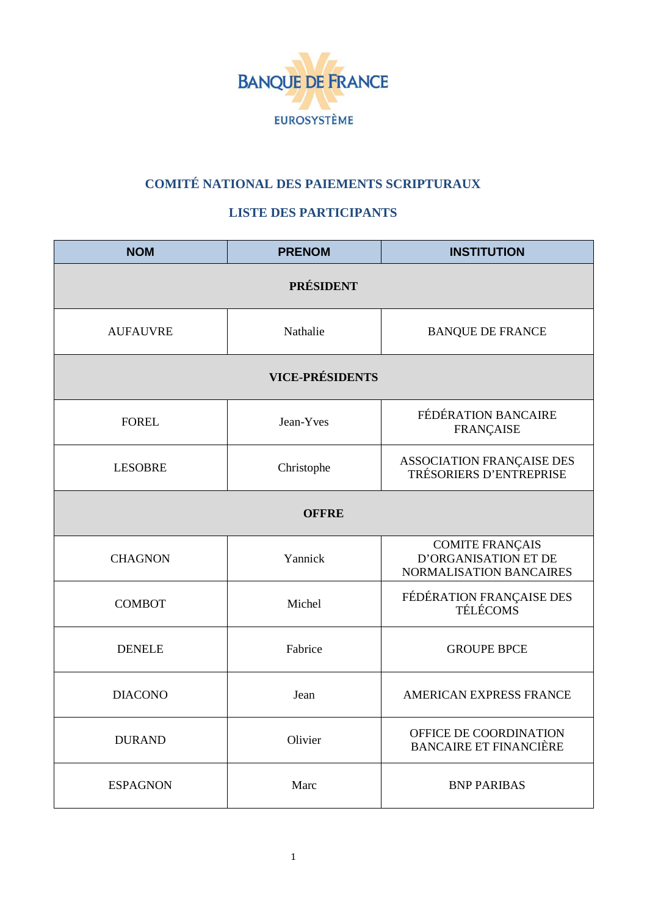BANQUE DE FRANCE

EUROSYSTÈME

## COMITÉ NATIONAL DES PAIEMENTS SCRIPTURAUX

## LISTE DES PARTICIPANTS

| NOM | PRENOM | INSTITUTION |
|---|---|---|
| **PRÉSIDENT** | | |
| AUFAUVRE | Nathalie | BANQUE DE FRANCE |
| **VICE-PRÉSIDENTS** | | |
| FOREL | Jean-Yves | FÉDÉRATION BANCAIRE FRANÇAISE |
| LESOBRE | Christophe | ASSOCIATION FRANÇAISE DES TRÉSORIERS D'ENTREPRISE |
| **OFFRE** | | |
| CHAGNON | Yannick | COMITE FRANÇAIS D'ORGANISATION ET DE NORMALISATION BANCAIRES |
| COMBOT | Michel | FÉDÉRATION FRANÇAISE DES TÉLÉCOMS |
| DENELE | Fabrice | GROUPE BPCE |
| DIACONO | Jean | AMERICAN EXPRESS FRANCE |
| DURAND | Olivier | OFFICE DE COORDINATION BANCAIRE ET FINANCIÈRE |
| ESPAGNON | Marc | BNP PARIBAS |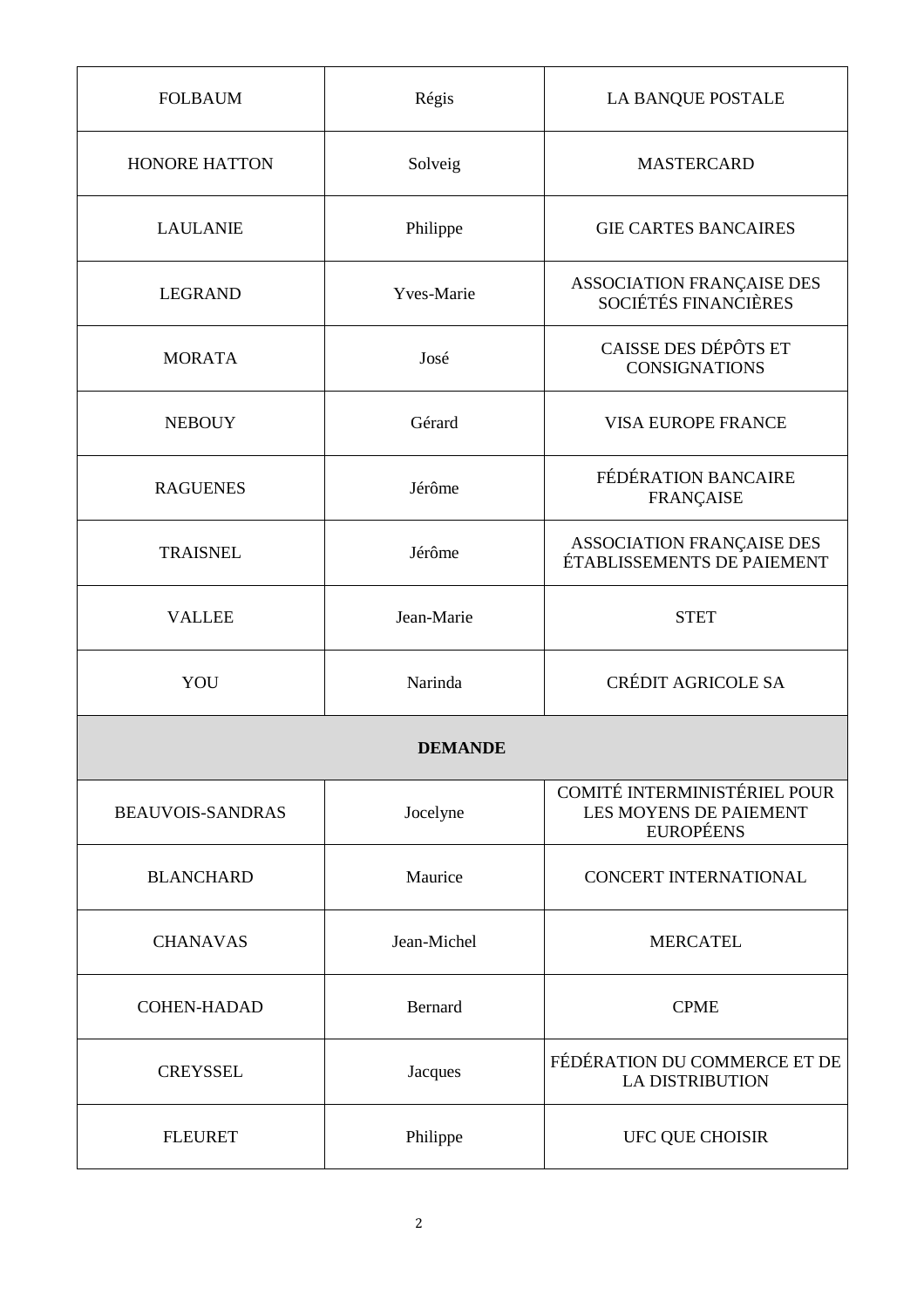| | | |
|---|---|---|
| FOLBAUM | Régis | LA BANQUE POSTALE |
| HONORE HATTON | Solveig | MASTERCARD |
| LAULANIE | Philippe | GIE CARTES BANCAIRES |
| LEGRAND | Yves-Marie | ASSOCIATION FRANÇAISE DES SOCIÉTÉS FINANCIÈRES |
| MORATA | José | CAISSE DES DÉPÔTS ET CONSIGNATIONS |
| NEBOUY | Gérard | VISA EUROPE FRANCE |
| RAGUENES | Jérôme | FÉDÉRATION BANCAIRE FRANÇAISE |
| TRAISNEL | Jérôme | ASSOCIATION FRANÇAISE DES ÉTABLISSEMENTS DE PAIEMENT |
| VALLEE | Jean-Marie | STET |
| YOU | Narinda | CRÉDIT AGRICOLE SA |
| **DEMANDE** | | |
| BEAUVOIS-SANDRAS | Jocelyne | COMITÉ INTERMINISTÉRIEL POUR LES MOYENS DE PAIEMENT EUROPÉENS |
| BLANCHARD | Maurice | CONCERT INTERNATIONAL |
| CHANAVAS | Jean-Michel | MERCATEL |
| COHEN-HADAD | Bernard | CPME |
| CREYSSEL | Jacques | FÉDÉRATION DU COMMERCE ET DE LA DISTRIBUTION |
| FLEURET | Philippe | UFC QUE CHOISIR |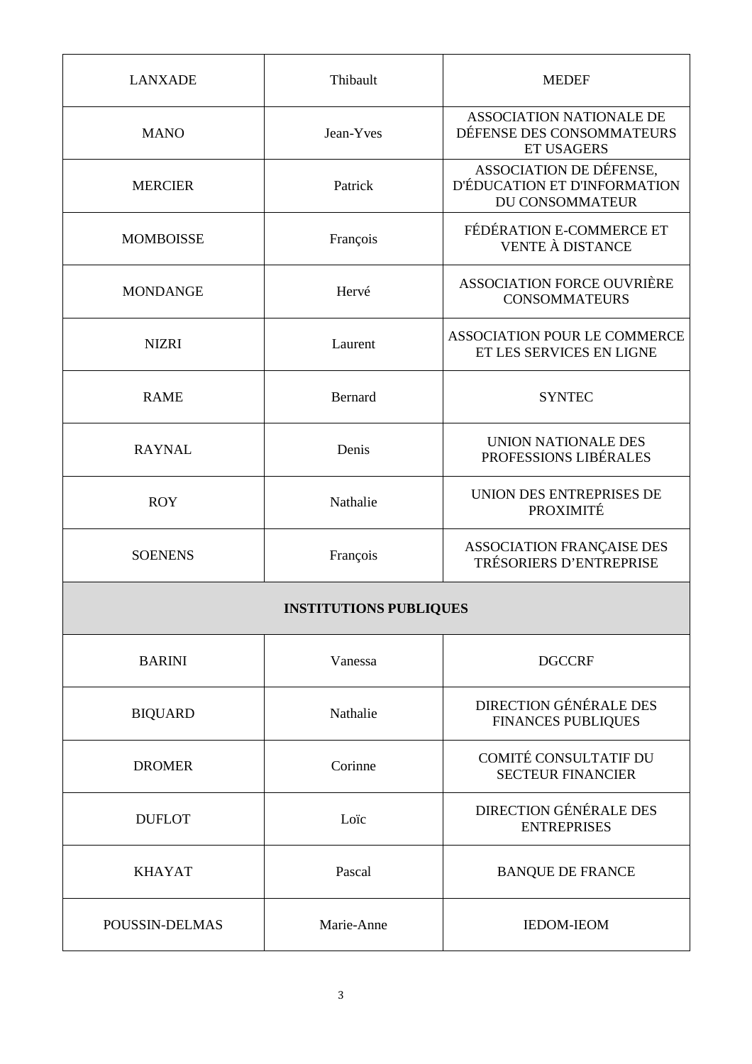| | | |
|---|---|---|
| LANXADE | Thibault | MEDEF |
| MANO | Jean-Yves | ASSOCIATION NATIONALE DE DÉFENSE DES CONSOMMATEURS ET USAGERS |
| MERCIER | Patrick | ASSOCIATION DE DÉFENSE, D'ÉDUCATION ET D'INFORMATION DU CONSOMMATEUR |
| MOMBOISSE | François | FÉDÉRATION E-COMMERCE ET VENTE À DISTANCE |
| MONDANGE | Hervé | ASSOCIATION FORCE OUVRIÈRE CONSOMMATEURS |
| NIZRI | Laurent | ASSOCIATION POUR LE COMMERCE ET LES SERVICES EN LIGNE |
| RAME | Bernard | SYNTEC |
| RAYNAL | Denis | UNION NATIONALE DES PROFESSIONS LIBÉRALES |
| ROY | Nathalie | UNION DES ENTREPRISES DE PROXIMITÉ |
| SOENENS | François | ASSOCIATION FRANÇAISE DES TRÉSORIERS D'ENTREPRISE |
| **INSTITUTIONS PUBLIQUES** | | |
| BARINI | Vanessa | DGCCRF |
| BIQUARD | Nathalie | DIRECTION GÉNÉRALE DES FINANCES PUBLIQUES |
| DROMER | Corinne | COMITÉ CONSULTATIF DU SECTEUR FINANCIER |
| DUFLOT | Loïc | DIRECTION GÉNÉRALE DES ENTREPRISES |
| KHAYAT | Pascal | BANQUE DE FRANCE |
| POUSSIN-DELMAS | Marie-Anne | IEDOM-IEOM |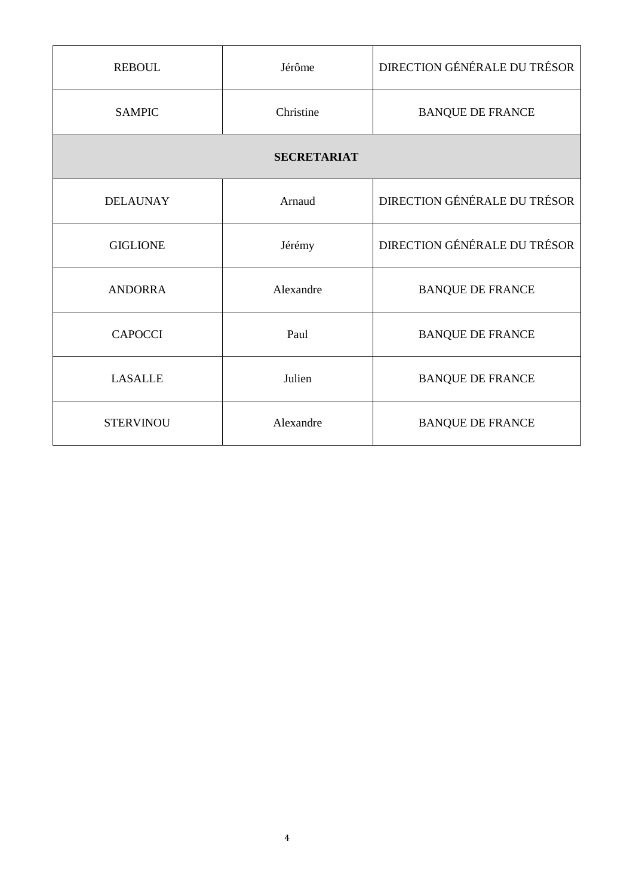| | | |
|---|---|---|
| REBOUL | Jérôme | DIRECTION GÉNÉRALE DU TRÉSOR |
| SAMPIC | Christine | BANQUE DE FRANCE |
| **SECRETARIAT** | | |
| DELAUNAY | Arnaud | DIRECTION GÉNÉRALE DU TRÉSOR |
| GIGLIONE | Jérémy | DIRECTION GÉNÉRALE DU TRÉSOR |
| ANDORRA | Alexandre | BANQUE DE FRANCE |
| CAPOCCI | Paul | BANQUE DE FRANCE |
| LASALLE | Julien | BANQUE DE FRANCE |
| STERVINOU | Alexandre | BANQUE DE FRANCE |